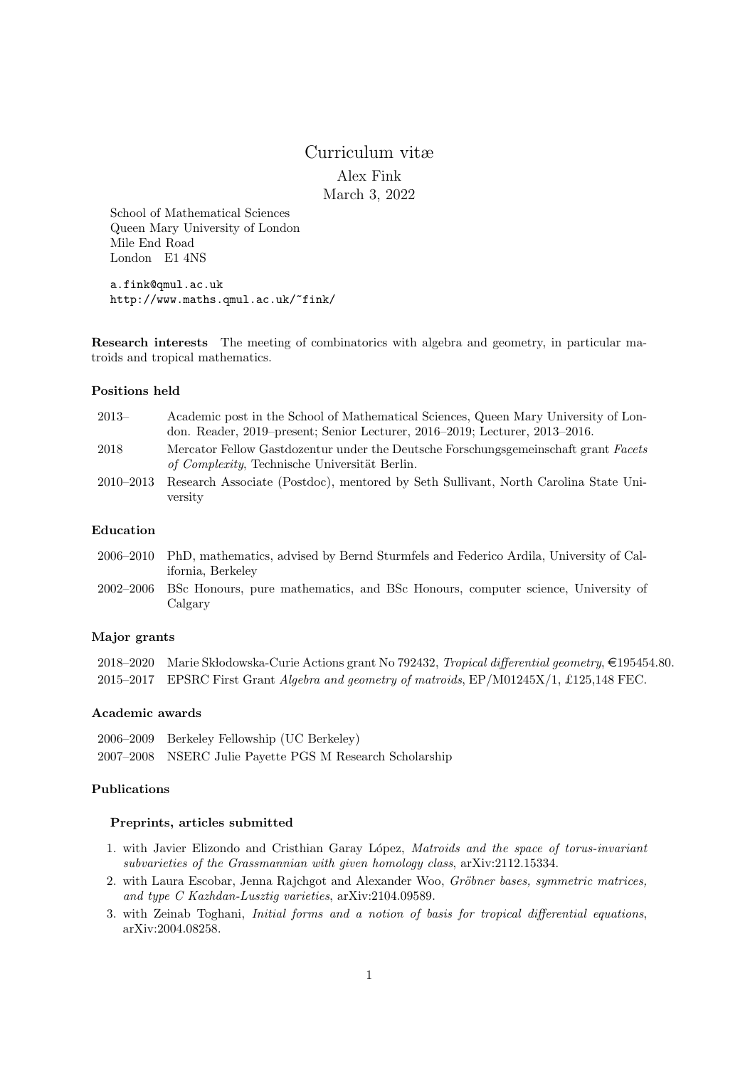# Curriculum vitæ

Alex Fink

March 3, 2022

School of Mathematical Sciences
Queen Mary University of London
Mile End Road
London E1 4NS

a.fink@qmul.ac.uk
http://www.maths.qmul.ac.uk/~fink/

**Research interests** The meeting of combinatorics with algebra and geometry, in particular matroids and tropical mathematics.

## Positions held

| | |
|---|---|
| 2013– | Academic post in the School of Mathematical Sciences, Queen Mary University of London. Reader, 2019–present; Senior Lecturer, 2016–2019; Lecturer, 2013–2016. |
| 2018 | Mercator Fellow Gastdozentur under the Deutsche Forschungsgemeinschaft grant *Facets of Complexity*, Technische Universität Berlin. |
| 2010–2013 | Research Associate (Postdoc), mentored by Seth Sullivant, North Carolina State University |

## Education

| | |
|---|---|
| 2006–2010 | PhD, mathematics, advised by Bernd Sturmfels and Federico Ardila, University of California, Berkeley |
| 2002–2006 | BSc Honours, pure mathematics, and BSc Honours, computer science, University of Calgary |

## Major grants

| | |
|---|---|
| 2018–2020 | Marie Skłodowska-Curie Actions grant No 792432, *Tropical differential geometry*, €195454.80. |
| 2015–2017 | EPSRC First Grant *Algebra and geometry of matroids*, EP/M01245X/1, £125,148 FEC. |

## Academic awards

| | |
|---|---|
| 2006–2009 | Berkeley Fellowship (UC Berkeley) |
| 2007–2008 | NSERC Julie Payette PGS M Research Scholarship |

## Publications

### Preprints, articles submitted

1. with Javier Elizondo and Cristhian Garay López, *Matroids and the space of torus-invariant subvarieties of the Grassmannian with given homology class*, arXiv:2112.15334.
2. with Laura Escobar, Jenna Rajchgot and Alexander Woo, *Gröbner bases, symmetric matrices, and type C Kazhdan-Lusztig varieties*, arXiv:2104.09589.
3. with Zeinab Toghani, *Initial forms and a notion of basis for tropical differential equations*, arXiv:2004.08258.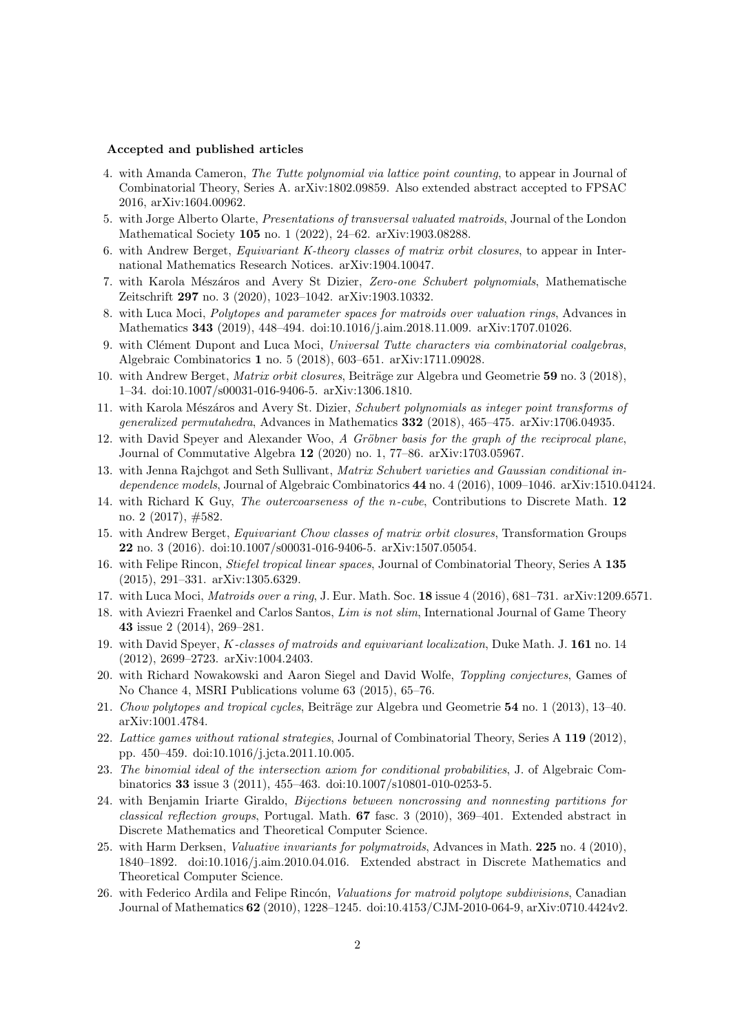**Accepted and published articles**

4. with Amanda Cameron, *The Tutte polynomial via lattice point counting*, to appear in Journal of Combinatorial Theory, Series A. arXiv:1802.09859. Also extended abstract accepted to FPSAC 2016, arXiv:1604.00962.
5. with Jorge Alberto Olarte, *Presentations of transversal valuated matroids*, Journal of the London Mathematical Society **105** no. 1 (2022), 24–62. arXiv:1903.08288.
6. with Andrew Berget, *Equivariant K-theory classes of matrix orbit closures*, to appear in International Mathematics Research Notices. arXiv:1904.10047.
7. with Karola Mészáros and Avery St Dizier, *Zero-one Schubert polynomials*, Mathematische Zeitschrift **297** no. 3 (2020), 1023–1042. arXiv:1903.10332.
8. with Luca Moci, *Polytopes and parameter spaces for matroids over valuation rings*, Advances in Mathematics **343** (2019), 448–494. doi:10.1016/j.aim.2018.11.009. arXiv:1707.01026.
9. with Clément Dupont and Luca Moci, *Universal Tutte characters via combinatorial coalgebras*, Algebraic Combinatorics **1** no. 5 (2018), 603–651. arXiv:1711.09028.
10. with Andrew Berget, *Matrix orbit closures*, Beiträge zur Algebra und Geometrie **59** no. 3 (2018), 1–34. doi:10.1007/s00031-016-9406-5. arXiv:1306.1810.
11. with Karola Mészáros and Avery St. Dizier, *Schubert polynomials as integer point transforms of generalized permutahedra*, Advances in Mathematics **332** (2018), 465–475. arXiv:1706.04935.
12. with David Speyer and Alexander Woo, *A Gröbner basis for the graph of the reciprocal plane*, Journal of Commutative Algebra **12** (2020) no. 1, 77–86. arXiv:1703.05967.
13. with Jenna Rajchgot and Seth Sullivant, *Matrix Schubert varieties and Gaussian conditional independence models*, Journal of Algebraic Combinatorics **44** no. 4 (2016), 1009–1046. arXiv:1510.04124.
14. with Richard K Guy, *The outercoarseness of the n-cube*, Contributions to Discrete Math. **12** no. 2 (2017), #582.
15. with Andrew Berget, *Equivariant Chow classes of matrix orbit closures*, Transformation Groups **22** no. 3 (2016). doi:10.1007/s00031-016-9406-5. arXiv:1507.05054.
16. with Felipe Rincon, *Stiefel tropical linear spaces*, Journal of Combinatorial Theory, Series A **135** (2015), 291–331. arXiv:1305.6329.
17. with Luca Moci, *Matroids over a ring*, J. Eur. Math. Soc. **18** issue 4 (2016), 681–731. arXiv:1209.6571.
18. with Aviezri Fraenkel and Carlos Santos, *Lim is not slim*, International Journal of Game Theory **43** issue 2 (2014), 269–281.
19. with David Speyer, *K-classes of matroids and equivariant localization*, Duke Math. J. **161** no. 14 (2012), 2699–2723. arXiv:1004.2403.
20. with Richard Nowakowski and Aaron Siegel and David Wolfe, *Toppling conjectures*, Games of No Chance 4, MSRI Publications volume 63 (2015), 65–76.
21. *Chow polytopes and tropical cycles*, Beiträge zur Algebra und Geometrie **54** no. 1 (2013), 13–40. arXiv:1001.4784.
22. *Lattice games without rational strategies*, Journal of Combinatorial Theory, Series A **119** (2012), pp. 450–459. doi:10.1016/j.jcta.2011.10.005.
23. *The binomial ideal of the intersection axiom for conditional probabilities*, J. of Algebraic Combinatorics **33** issue 3 (2011), 455–463. doi:10.1007/s10801-010-0253-5.
24. with Benjamin Iriarte Giraldo, *Bijections between noncrossing and nonnesting partitions for classical reflection groups*, Portugal. Math. **67** fasc. 3 (2010), 369–401. Extended abstract in Discrete Mathematics and Theoretical Computer Science.
25. with Harm Derksen, *Valuative invariants for polymatroids*, Advances in Math. **225** no. 4 (2010), 1840–1892. doi:10.1016/j.aim.2010.04.016. Extended abstract in Discrete Mathematics and Theoretical Computer Science.
26. with Federico Ardila and Felipe Rincón, *Valuations for matroid polytope subdivisions*, Canadian Journal of Mathematics **62** (2010), 1228–1245. doi:10.4153/CJM-2010-064-9, arXiv:0710.4424v2.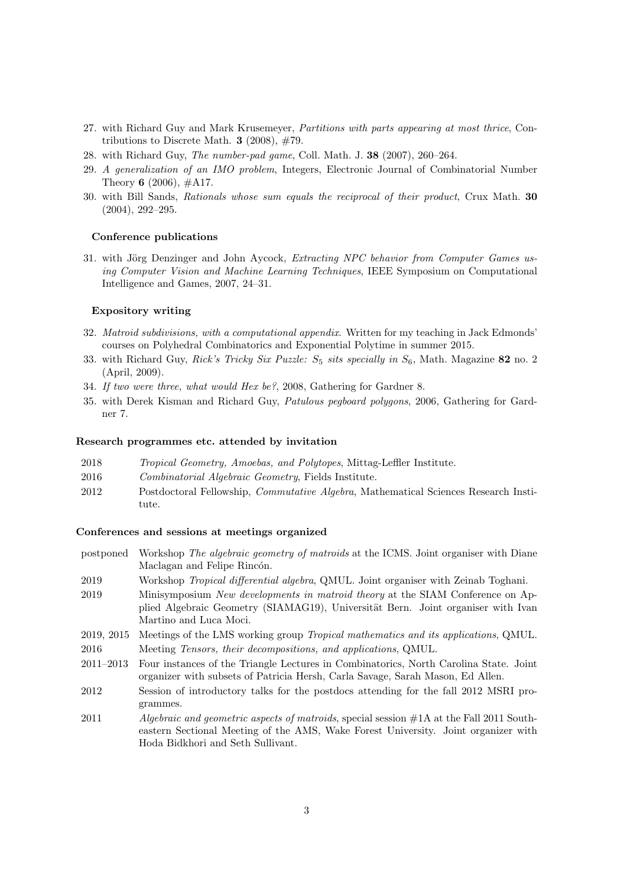27. with Richard Guy and Mark Krusemeyer, *Partitions with parts appearing at most thrice*, Contributions to Discrete Math. **3** (2008), #79.
28. with Richard Guy, *The number-pad game*, Coll. Math. J. **38** (2007), 260–264.
29. *A generalization of an IMO problem*, Integers, Electronic Journal of Combinatorial Number Theory **6** (2006), #A17.
30. with Bill Sands, *Rationals whose sum equals the reciprocal of their product*, Crux Math. **30** (2004), 292–295.

**Conference publications**

31. with Jörg Denzinger and John Aycock, *Extracting NPC behavior from Computer Games using Computer Vision and Machine Learning Techniques*, IEEE Symposium on Computational Intelligence and Games, 2007, 24–31.

**Expository writing**

32. *Matroid subdivisions, with a computational appendix.* Written for my teaching in Jack Edmonds' courses on Polyhedral Combinatorics and Exponential Polytime in summer 2015.
33. with Richard Guy, *Rick's Tricky Six Puzzle: $S_5$ sits specially in $S_6$*, Math. Magazine **82** no. 2 (April, 2009).
34. *If two were three, what would Hex be?*, 2008, Gathering for Gardner 8.
35. with Derek Kisman and Richard Guy, *Patulous pegboard polygons*, 2006, Gathering for Gardner 7.

**Research programmes etc. attended by invitation**

| | |
|---|---|
| 2018 | *Tropical Geometry, Amoebas, and Polytopes*, Mittag-Leffler Institute. |
| 2016 | *Combinatorial Algebraic Geometry*, Fields Institute. |
| 2012 | Postdoctoral Fellowship, *Commutative Algebra*, Mathematical Sciences Research Institute. |

**Conferences and sessions at meetings organized**

| | |
|---|---|
| postponed | Workshop *The algebraic geometry of matroids* at the ICMS. Joint organiser with Diane Maclagan and Felipe Rincón. |
| 2019 | Workshop *Tropical differential algebra*, QMUL. Joint organiser with Zeinab Toghani. |
| 2019 | Minisymposium *New developments in matroid theory* at the SIAM Conference on Applied Algebraic Geometry (SIAMAG19), Universität Bern. Joint organiser with Ivan Martino and Luca Moci. |
| 2019, 2015 | Meetings of the LMS working group *Tropical mathematics and its applications*, QMUL. |
| 2016 | Meeting *Tensors, their decompositions, and applications*, QMUL. |
| 2011–2013 | Four instances of the Triangle Lectures in Combinatorics, North Carolina State. Joint organizer with subsets of Patricia Hersh, Carla Savage, Sarah Mason, Ed Allen. |
| 2012 | Session of introductory talks for the postdocs attending for the fall 2012 MSRI programmes. |
| 2011 | *Algebraic and geometric aspects of matroids*, special session #1A at the Fall 2011 Southeastern Sectional Meeting of the AMS, Wake Forest University. Joint organizer with Hoda Bidkhori and Seth Sullivant. |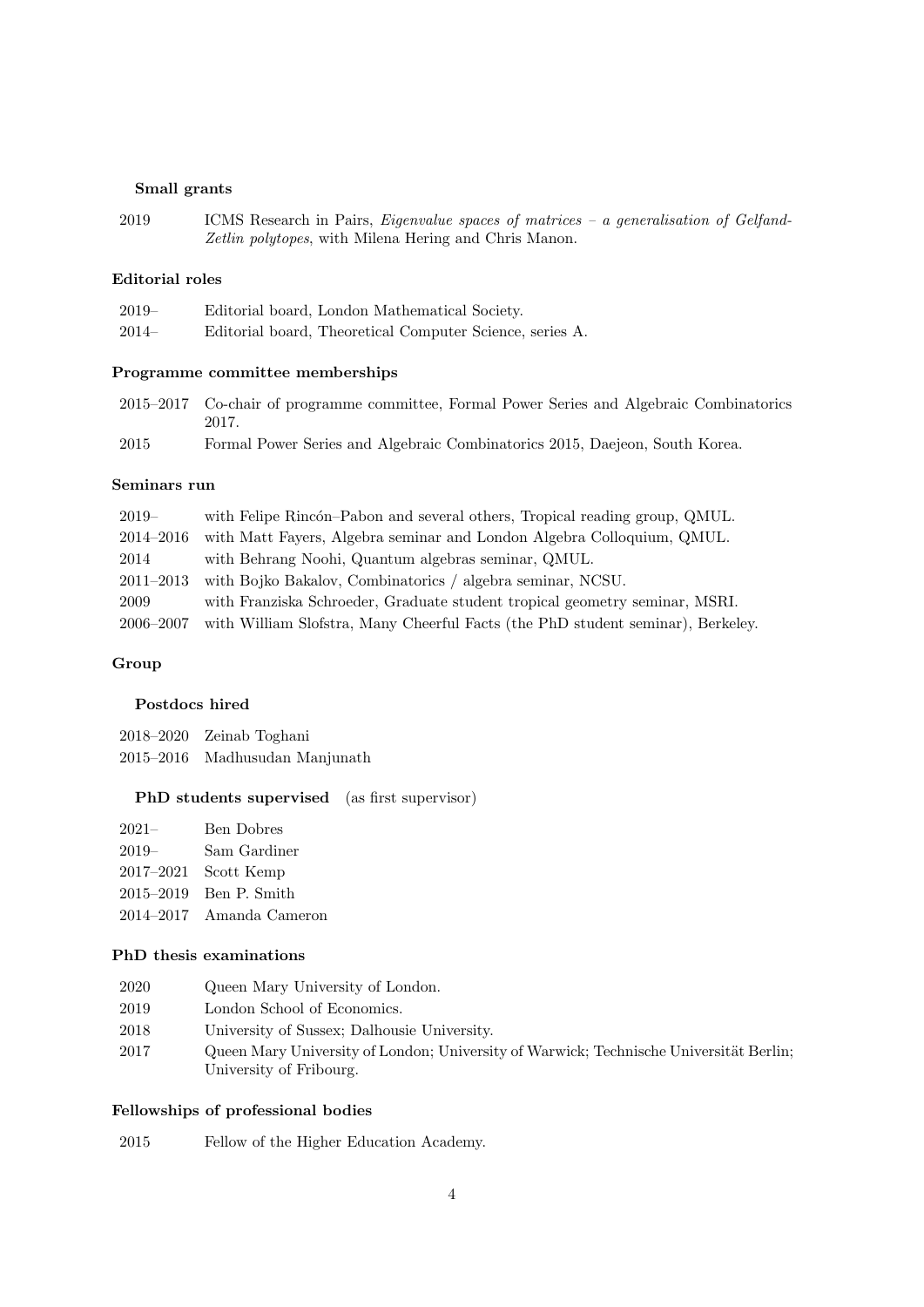### Small grants

| | |
|---|---|
| 2019 | ICMS Research in Pairs, *Eigenvalue spaces of matrices – a generalisation of Gelfand-Zetlin polytopes*, with Milena Hering and Chris Manon. |

## Editorial roles

| | |
|---|---|
| 2019– | Editorial board, London Mathematical Society. |
| 2014– | Editorial board, Theoretical Computer Science, series A. |

## Programme committee memberships

| | |
|---|---|
| 2015–2017 | Co-chair of programme committee, Formal Power Series and Algebraic Combinatorics 2017. |
| 2015 | Formal Power Series and Algebraic Combinatorics 2015, Daejeon, South Korea. |

## Seminars run

| | |
|---|---|
| 2019– | with Felipe Rincón–Pabon and several others, Tropical reading group, QMUL. |
| 2014–2016 | with Matt Fayers, Algebra seminar and London Algebra Colloquium, QMUL. |
| 2014 | with Behrang Noohi, Quantum algebras seminar, QMUL. |
| 2011–2013 | with Bojko Bakalov, Combinatorics / algebra seminar, NCSU. |
| 2009 | with Franziska Schroeder, Graduate student tropical geometry seminar, MSRI. |
| 2006–2007 | with William Slofstra, Many Cheerful Facts (the PhD student seminar), Berkeley. |

## Group

### Postdocs hired

| | |
|---|---|
| 2018–2020 | Zeinab Toghani |
| 2015–2016 | Madhusudan Manjunath |

### PhD students supervised (as first supervisor)

| | |
|---|---|
| 2021– | Ben Dobres |
| 2019– | Sam Gardiner |
| 2017–2021 | Scott Kemp |
| 2015–2019 | Ben P. Smith |
| 2014–2017 | Amanda Cameron |

## PhD thesis examinations

| | |
|---|---|
| 2020 | Queen Mary University of London. |
| 2019 | London School of Economics. |
| 2018 | University of Sussex; Dalhousie University. |
| 2017 | Queen Mary University of London; University of Warwick; Technische Universität Berlin; University of Fribourg. |

## Fellowships of professional bodies

| | |
|---|---|
| 2015 | Fellow of the Higher Education Academy. |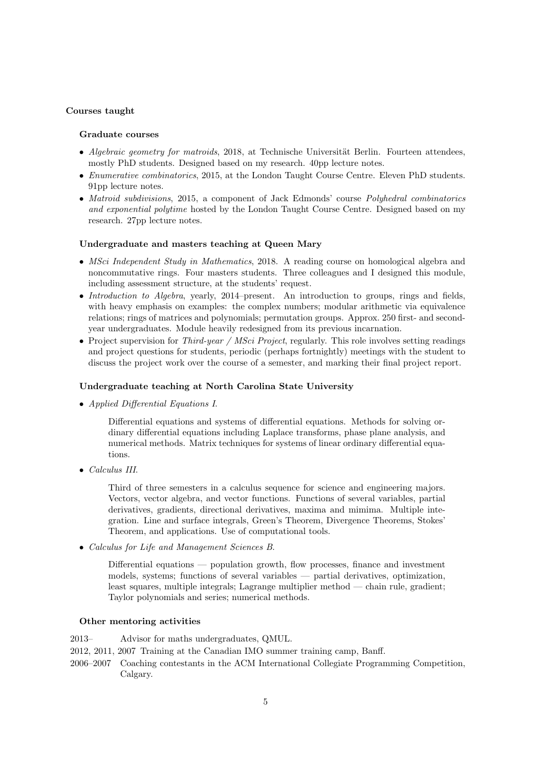### Courses taught

#### Graduate courses

- *Algebraic geometry for matroids*, 2018, at Technische Universität Berlin. Fourteen attendees, mostly PhD students. Designed based on my research. 40pp lecture notes.
- *Enumerative combinatorics*, 2015, at the London Taught Course Centre. Eleven PhD students. 91pp lecture notes.
- *Matroid subdivisions*, 2015, a component of Jack Edmonds' course *Polyhedral combinatorics and exponential polytime* hosted by the London Taught Course Centre. Designed based on my research. 27pp lecture notes.

#### Undergraduate and masters teaching at Queen Mary

- *MSci Independent Study in Mathematics*, 2018. A reading course on homological algebra and noncommutative rings. Four masters students. Three colleagues and I designed this module, including assessment structure, at the students' request.
- *Introduction to Algebra*, yearly, 2014–present. An introduction to groups, rings and fields, with heavy emphasis on examples: the complex numbers; modular arithmetic via equivalence relations; rings of matrices and polynomials; permutation groups. Approx. 250 first- and second-year undergraduates. Module heavily redesigned from its previous incarnation.
- Project supervision for *Third-year / MSci Project*, regularly. This role involves setting readings and project questions for students, periodic (perhaps fortnightly) meetings with the student to discuss the project work over the course of a semester, and marking their final project report.

#### Undergraduate teaching at North Carolina State University

- *Applied Differential Equations I.*

  > Differential equations and systems of differential equations. Methods for solving ordinary differential equations including Laplace transforms, phase plane analysis, and numerical methods. Matrix techniques for systems of linear ordinary differential equations.

- *Calculus III.*

  > Third of three semesters in a calculus sequence for science and engineering majors. Vectors, vector algebra, and vector functions. Functions of several variables, partial derivatives, gradients, directional derivatives, maxima and mimima. Multiple integration. Line and surface integrals, Green's Theorem, Divergence Theorems, Stokes' Theorem, and applications. Use of computational tools.

- *Calculus for Life and Management Sciences B.*

  > Differential equations — population growth, flow processes, finance and investment models, systems; functions of several variables — partial derivatives, optimization, least squares, multiple integrals; Lagrange multiplier method — chain rule, gradient; Taylor polynomials and series; numerical methods.

#### Other mentoring activities

2013– Advisor for maths undergraduates, QMUL.

2012, 2011, 2007 Training at the Canadian IMO summer training camp, Banff.

2006–2007 Coaching contestants in the ACM International Collegiate Programming Competition, Calgary.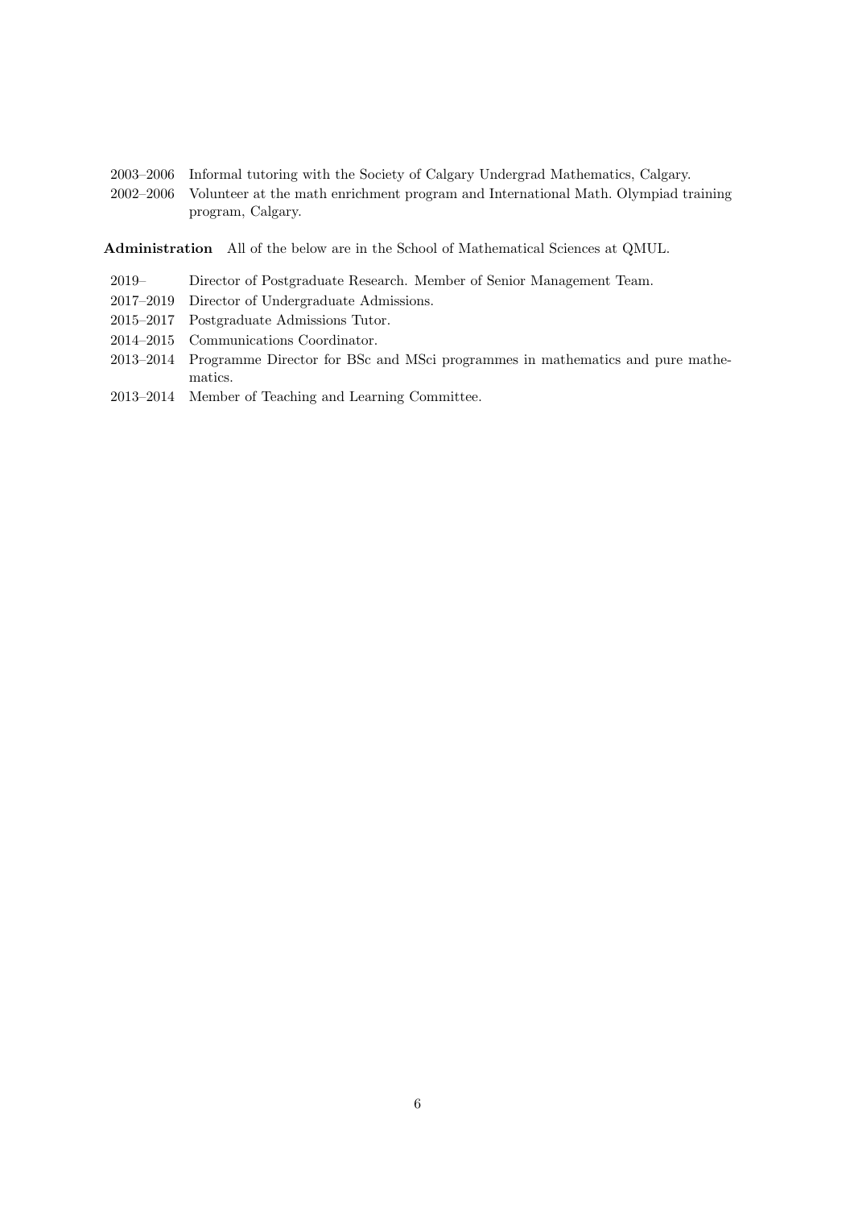2003–2006 Informal tutoring with the Society of Calgary Undergrad Mathematics, Calgary.

2002–2006 Volunteer at the math enrichment program and International Math. Olympiad training program, Calgary.

**Administration** All of the below are in the School of Mathematical Sciences at QMUL.

2019– Director of Postgraduate Research. Member of Senior Management Team.

2017–2019 Director of Undergraduate Admissions.

2015–2017 Postgraduate Admissions Tutor.

2014–2015 Communications Coordinator.

2013–2014 Programme Director for BSc and MSci programmes in mathematics and pure mathematics.

2013–2014 Member of Teaching and Learning Committee.